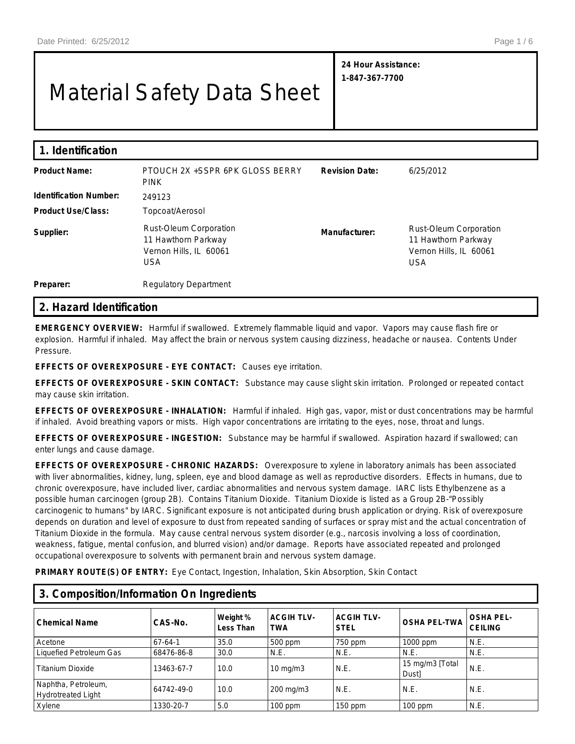# Material Safety Data Sheet

**24 Hour Assistance:**
**1-847-367-7700**

## 1. Identification

| | | | |
|---|---|---|---|
| **Product Name:** | PTOUCH 2X +SSPR 6PK GLOSS BERRY PINK | **Revision Date:** | 6/25/2012 |
| **Identification Number:** | 249123 | | |
| **Product Use/Class:** | Topcoat/Aerosol | | |
| **Supplier:** | Rust-Oleum Corporation<br>11 Hawthorn Parkway<br>Vernon Hills, IL 60061<br>USA | **Manufacturer:** | Rust-Oleum Corporation<br>11 Hawthorn Parkway<br>Vernon Hills, IL 60061<br>USA |
| **Preparer:** | Regulatory Department | | |

## 2. Hazard Identification

**EMERGENCY OVERVIEW:** Harmful if swallowed. Extremely flammable liquid and vapor. Vapors may cause flash fire or explosion. Harmful if inhaled. May affect the brain or nervous system causing dizziness, headache or nausea. Contents Under Pressure.

**EFFECTS OF OVEREXPOSURE - EYE CONTACT:** Causes eye irritation.

**EFFECTS OF OVEREXPOSURE - SKIN CONTACT:** Substance may cause slight skin irritation. Prolonged or repeated contact may cause skin irritation.

**EFFECTS OF OVEREXPOSURE - INHALATION:** Harmful if inhaled. High gas, vapor, mist or dust concentrations may be harmful if inhaled. Avoid breathing vapors or mists. High vapor concentrations are irritating to the eyes, nose, throat and lungs.

**EFFECTS OF OVEREXPOSURE - INGESTION:** Substance may be harmful if swallowed. Aspiration hazard if swallowed; can enter lungs and cause damage.

**EFFECTS OF OVEREXPOSURE - CHRONIC HAZARDS:** Overexposure to xylene in laboratory animals has been associated with liver abnormalities, kidney, lung, spleen, eye and blood damage as well as reproductive disorders. Effects in humans, due to chronic overexposure, have included liver, cardiac abnormalities and nervous system damage. IARC lists Ethylbenzene as a possible human carcinogen (group 2B). Contains Titanium Dioxide. Titanium Dioxide is listed as a Group 2B-"Possibly carcinogenic to humans" by IARC. Significant exposure is not anticipated during brush application or drying. Risk of overexposure depends on duration and level of exposure to dust from repeated sanding of surfaces or spray mist and the actual concentration of Titanium Dioxide in the formula. May cause central nervous system disorder (e.g., narcosis involving a loss of coordination, weakness, fatigue, mental confusion, and blurred vision) and/or damage. Reports have associated repeated and prolonged occupational overexposure to solvents with permanent brain and nervous system damage.

**PRIMARY ROUTE(S) OF ENTRY:** Eye Contact, Ingestion, Inhalation, Skin Absorption, Skin Contact

## 3. Composition/Information On Ingredients

| Chemical Name | CAS-No. | Weight % Less Than | ACGIH TLV-TWA | ACGIH TLV-STEL | OSHA PEL-TWA | OSHA PEL-CEILING |
|---|---|---|---|---|---|---|
| Acetone | 67-64-1 | 35.0 | 500 ppm | 750 ppm | 1000 ppm | N.E. |
| Liquefied Petroleum Gas | 68476-86-8 | 30.0 | N.E. | N.E. | N.E. | N.E. |
| Titanium Dioxide | 13463-67-7 | 10.0 | 10 mg/m3 | N.E. | 15 mg/m3 [Total Dust] | N.E. |
| Naphtha, Petroleum, Hydrotreated Light | 64742-49-0 | 10.0 | 200 mg/m3 | N.E. | N.E. | N.E. |
| Xylene | 1330-20-7 | 5.0 | 100 ppm | 150 ppm | 100 ppm | N.E. |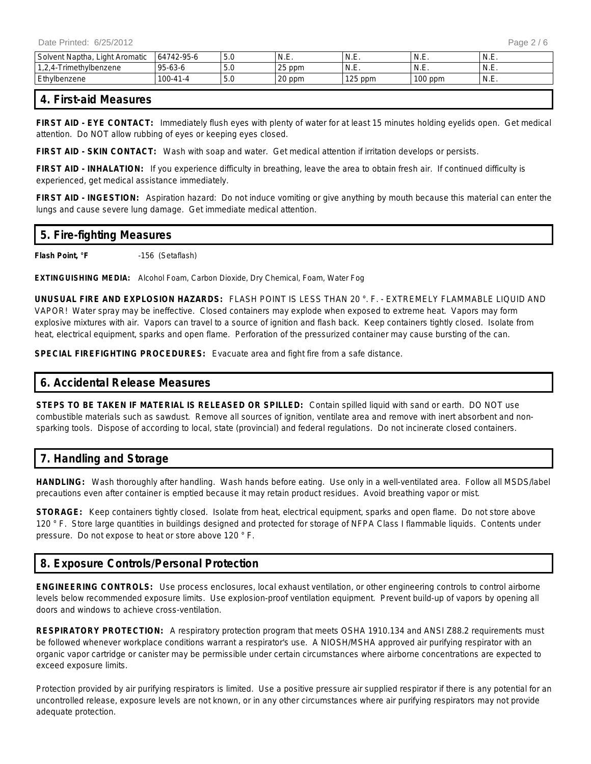| | | | | | | |
|---|---|---|---|---|---|---|
| Solvent Naptha, Light Aromatic | 64742-95-6 | 5.0 | N.E. | N.E. | N.E. | N.E. |
| 1,2,4-Trimethylbenzene | 95-63-6 | 5.0 | 25 ppm | N.E. | N.E. | N.E. |
| Ethylbenzene | 100-41-4 | 5.0 | 20 ppm | 125 ppm | 100 ppm | N.E. |

## 4. First-aid Measures

**FIRST AID - EYE CONTACT:** Immediately flush eyes with plenty of water for at least 15 minutes holding eyelids open. Get medical attention. Do NOT allow rubbing of eyes or keeping eyes closed.

**FIRST AID - SKIN CONTACT:** Wash with soap and water. Get medical attention if irritation develops or persists.

**FIRST AID - INHALATION:** If you experience difficulty in breathing, leave the area to obtain fresh air. If continued difficulty is experienced, get medical assistance immediately.

**FIRST AID - INGESTION:** Aspiration hazard: Do not induce vomiting or give anything by mouth because this material can enter the lungs and cause severe lung damage. Get immediate medical attention.

## 5. Fire-fighting Measures

**Flash Point, °F** -156 (Setaflash)

**EXTINGUISHING MEDIA:** Alcohol Foam, Carbon Dioxide, Dry Chemical, Foam, Water Fog

**UNUSUAL FIRE AND EXPLOSION HAZARDS:** FLASH POINT IS LESS THAN 20 °. F. - EXTREMELY FLAMMABLE LIQUID AND VAPOR! Water spray may be ineffective. Closed containers may explode when exposed to extreme heat. Vapors may form explosive mixtures with air. Vapors can travel to a source of ignition and flash back. Keep containers tightly closed. Isolate from heat, electrical equipment, sparks and open flame. Perforation of the pressurized container may cause bursting of the can.

**SPECIAL FIREFIGHTING PROCEDURES:** Evacuate area and fight fire from a safe distance.

## 6. Accidental Release Measures

**STEPS TO BE TAKEN IF MATERIAL IS RELEASED OR SPILLED:** Contain spilled liquid with sand or earth. DO NOT use combustible materials such as sawdust. Remove all sources of ignition, ventilate area and remove with inert absorbent and non-sparking tools. Dispose of according to local, state (provincial) and federal regulations. Do not incinerate closed containers.

## 7. Handling and Storage

**HANDLING:** Wash thoroughly after handling. Wash hands before eating. Use only in a well-ventilated area. Follow all MSDS/label precautions even after container is emptied because it may retain product residues. Avoid breathing vapor or mist.

**STORAGE:** Keep containers tightly closed. Isolate from heat, electrical equipment, sparks and open flame. Do not store above 120 ° F. Store large quantities in buildings designed and protected for storage of NFPA Class I flammable liquids. Contents under pressure. Do not expose to heat or store above 120 ° F.

## 8. Exposure Controls/Personal Protection

**ENGINEERING CONTROLS:** Use process enclosures, local exhaust ventilation, or other engineering controls to control airborne levels below recommended exposure limits. Use explosion-proof ventilation equipment. Prevent build-up of vapors by opening all doors and windows to achieve cross-ventilation.

**RESPIRATORY PROTECTION:** A respiratory protection program that meets OSHA 1910.134 and ANSI Z88.2 requirements must be followed whenever workplace conditions warrant a respirator's use. A NIOSH/MSHA approved air purifying respirator with an organic vapor cartridge or canister may be permissible under certain circumstances where airborne concentrations are expected to exceed exposure limits.

Protection provided by air purifying respirators is limited. Use a positive pressure air supplied respirator if there is any potential for an uncontrolled release, exposure levels are not known, or in any other circumstances where air purifying respirators may not provide adequate protection.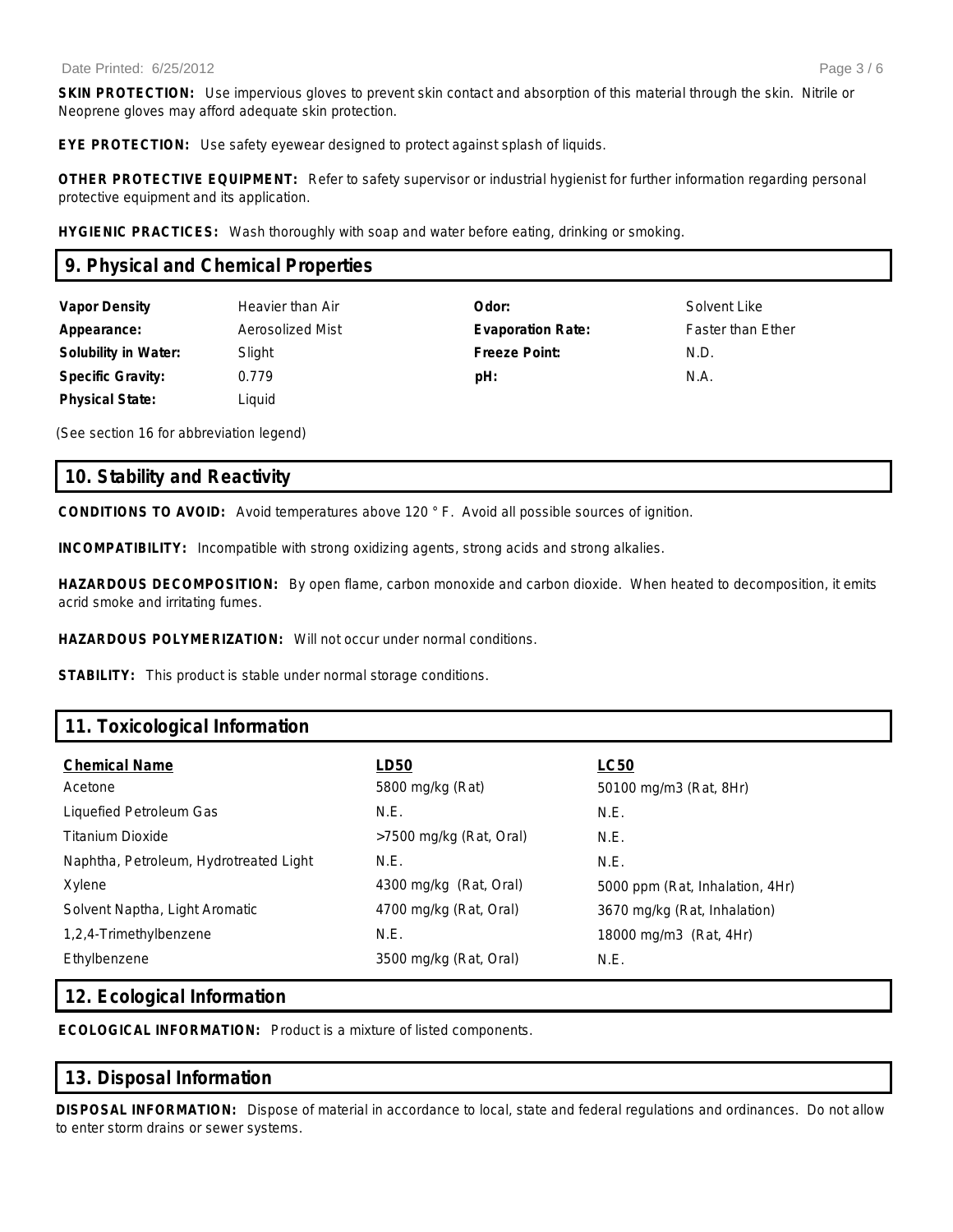**SKIN PROTECTION:** Use impervious gloves to prevent skin contact and absorption of this material through the skin. Nitrile or Neoprene gloves may afford adequate skin protection.

**EYE PROTECTION:** Use safety eyewear designed to protect against splash of liquids.

**OTHER PROTECTIVE EQUIPMENT:** Refer to safety supervisor or industrial hygienist for further information regarding personal protective equipment and its application.

**HYGIENIC PRACTICES:** Wash thoroughly with soap and water before eating, drinking or smoking.

## 9. Physical and Chemical Properties

| | | | |
|---|---|---|---|
| **Vapor Density** | Heavier than Air | **Odor:** | Solvent Like |
| **Appearance:** | Aerosolized Mist | **Evaporation Rate:** | Faster than Ether |
| **Solubility in Water:** | Slight | **Freeze Point:** | N.D. |
| **Specific Gravity:** | 0.779 | **pH:** | N.A. |
| **Physical State:** | Liquid | | |

(See section 16 for abbreviation legend)

## 10. Stability and Reactivity

**CONDITIONS TO AVOID:** Avoid temperatures above 120 ° F. Avoid all possible sources of ignition.

**INCOMPATIBILITY:** Incompatible with strong oxidizing agents, strong acids and strong alkalies.

**HAZARDOUS DECOMPOSITION:** By open flame, carbon monoxide and carbon dioxide. When heated to decomposition, it emits acrid smoke and irritating fumes.

**HAZARDOUS POLYMERIZATION:** Will not occur under normal conditions.

**STABILITY:** This product is stable under normal storage conditions.

## 11. Toxicological Information

| Chemical Name | LD50 | LC50 |
|---|---|---|
| Acetone | 5800 mg/kg (Rat) | 50100 mg/m3 (Rat, 8Hr) |
| Liquefied Petroleum Gas | N.E. | N.E. |
| Titanium Dioxide | >7500 mg/kg (Rat, Oral) | N.E. |
| Naphtha, Petroleum, Hydrotreated Light | N.E. | N.E. |
| Xylene | 4300 mg/kg (Rat, Oral) | 5000 ppm (Rat, Inhalation, 4Hr) |
| Solvent Naptha, Light Aromatic | 4700 mg/kg (Rat, Oral) | 3670 mg/kg (Rat, Inhalation) |
| 1,2,4-Trimethylbenzene | N.E. | 18000 mg/m3 (Rat, 4Hr) |
| Ethylbenzene | 3500 mg/kg (Rat, Oral) | N.E. |

## 12. Ecological Information

**ECOLOGICAL INFORMATION:** Product is a mixture of listed components.

## 13. Disposal Information

**DISPOSAL INFORMATION:** Dispose of material in accordance to local, state and federal regulations and ordinances. Do not allow to enter storm drains or sewer systems.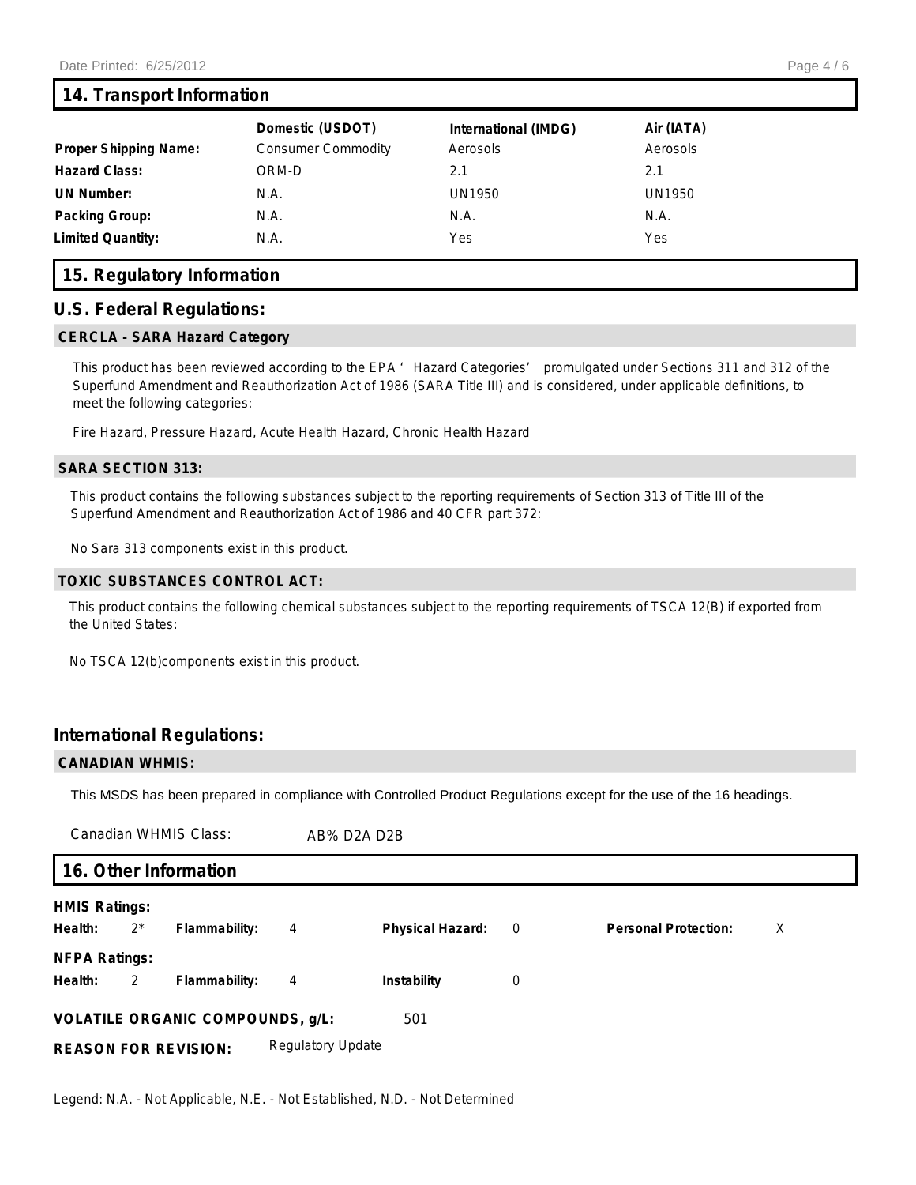## 14. Transport Information

| | Domestic (USDOT) | International (IMDG) | Air (IATA) |
|---|---|---|---|
| **Proper Shipping Name:** | Consumer Commodity | Aerosols | Aerosols |
| **Hazard Class:** | ORM-D | 2.1 | 2.1 |
| **UN Number:** | N.A. | UN1950 | UN1950 |
| **Packing Group:** | N.A. | N.A. | N.A. |
| **Limited Quantity:** | N.A. | Yes | Yes |

## 15. Regulatory Information

### U.S. Federal Regulations:

#### CERCLA - SARA Hazard Category

This product has been reviewed according to the EPA ' Hazard Categories' promulgated under Sections 311 and 312 of the Superfund Amendment and Reauthorization Act of 1986 (SARA Title III) and is considered, under applicable definitions, to meet the following categories:

Fire Hazard, Pressure Hazard, Acute Health Hazard, Chronic Health Hazard

#### SARA SECTION 313:

This product contains the following substances subject to the reporting requirements of Section 313 of Title III of the Superfund Amendment and Reauthorization Act of 1986 and 40 CFR part 372:

No Sara 313 components exist in this product.

#### TOXIC SUBSTANCES CONTROL ACT:

This product contains the following chemical substances subject to the reporting requirements of TSCA 12(B) if exported from the United States:

No TSCA 12(b)components exist in this product.

### International Regulations:

#### CANADIAN WHMIS:

This MSDS has been prepared in compliance with Controlled Product Regulations except for the use of the 16 headings.

Canadian WHMIS Class: AB% D2A D2B

## 16. Other Information

**HMIS Ratings:**

| | | | | | | | |
|---|---|---|---|---|---|---|---|
| **Health:** | 2* | **Flammability:** | 4 | **Physical Hazard:** | 0 | **Personal Protection:** | X |

**NFPA Ratings:**

| | | | | | |
|---|---|---|---|---|---|
| **Health:** | 2 | **Flammability:** | 4 | **Instability** | 0 |

**VOLATILE ORGANIC COMPOUNDS, g/L:** 501

**REASON FOR REVISION:** Regulatory Update

Legend: N.A. - Not Applicable, N.E. - Not Established, N.D. - Not Determined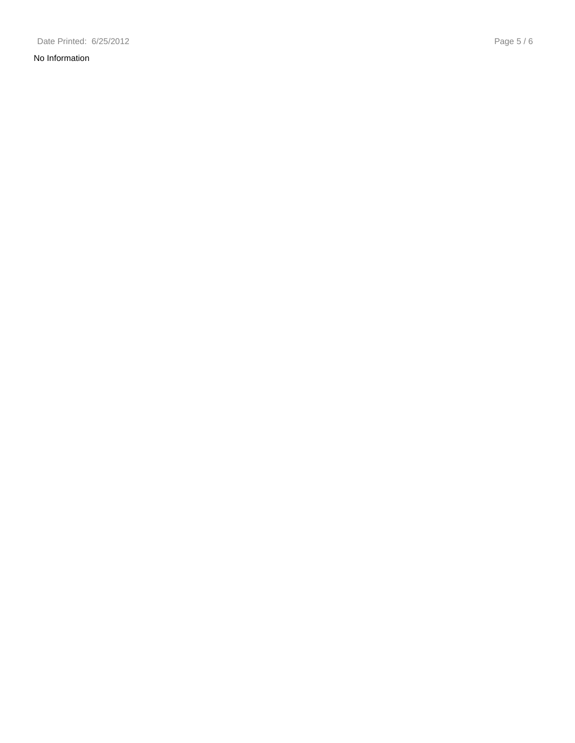No Information